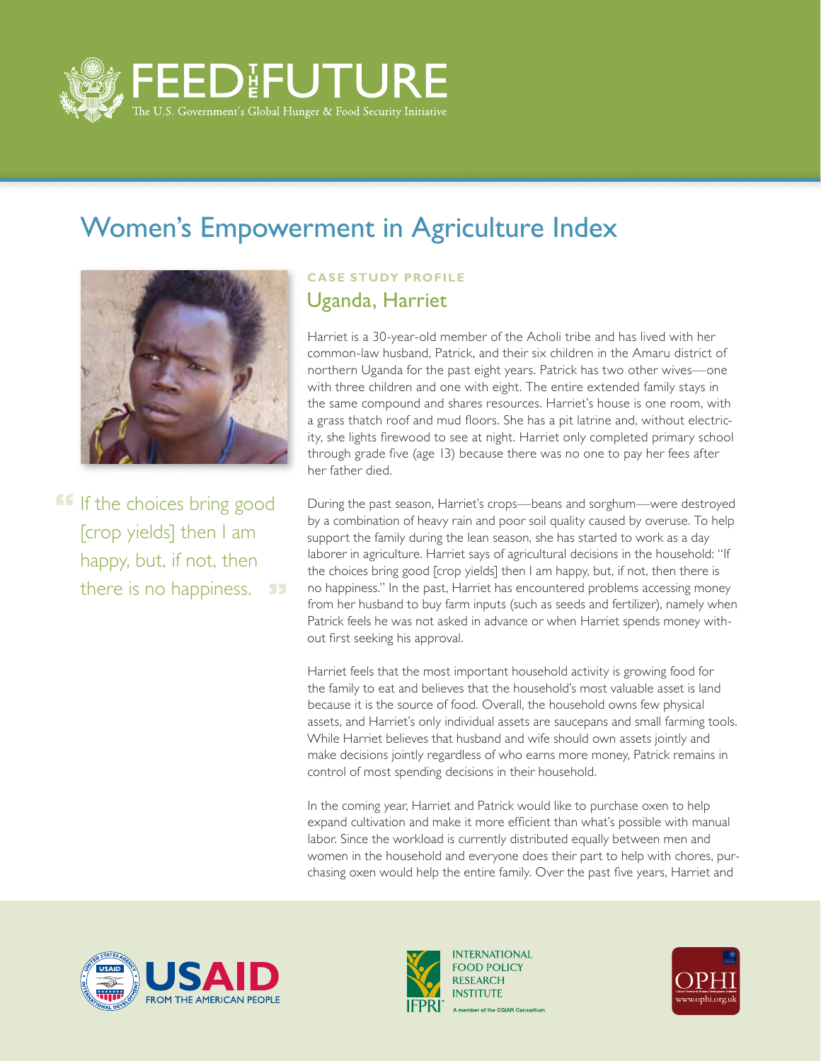# FEED THE FUTURE

The U.S. Government's Global Hunger & Food Security Initiative

## Women's Empowerment in Agriculture Index

> "If the choices bring good [crop yields] then I am happy, but, if not, then there is no happiness."

**CASE STUDY PROFILE**

### Uganda, Harriet

Harriet is a 30-year-old member of the Acholi tribe and has lived with her common-law husband, Patrick, and their six children in the Amaru district of northern Uganda for the past eight years. Patrick has two other wives—one with three children and one with eight. The entire extended family stays in the same compound and shares resources. Harriet's house is one room, with a grass thatch roof and mud floors. She has a pit latrine and, without electricity, she lights firewood to see at night. Harriet only completed primary school through grade five (age 13) because there was no one to pay her fees after her father died.

During the past season, Harriet's crops—beans and sorghum—were destroyed by a combination of heavy rain and poor soil quality caused by overuse. To help support the family during the lean season, she has started to work as a day laborer in agriculture. Harriet says of agricultural decisions in the household: "If the choices bring good [crop yields] then I am happy, but, if not, then there is no happiness." In the past, Harriet has encountered problems accessing money from her husband to buy farm inputs (such as seeds and fertilizer), namely when Patrick feels he was not asked in advance or when Harriet spends money without first seeking his approval.

Harriet feels that the most important household activity is growing food for the family to eat and believes that the household's most valuable asset is land because it is the source of food. Overall, the household owns few physical assets, and Harriet's only individual assets are saucepans and small farming tools. While Harriet believes that husband and wife should own assets jointly and make decisions jointly regardless of who earns more money, Patrick remains in control of most spending decisions in their household.

In the coming year, Harriet and Patrick would like to purchase oxen to help expand cultivation and make it more efficient than what's possible with manual labor. Since the workload is currently distributed equally between men and women in the household and everyone does their part to help with chores, purchasing oxen would help the entire family. Over the past five years, Harriet and

USAID FROM THE AMERICAN PEOPLE

INTERNATIONAL FOOD POLICY RESEARCH INSTITUTE (IFPRI) — A member of the CGIAR Consortium

OPHI www.ophi.org.uk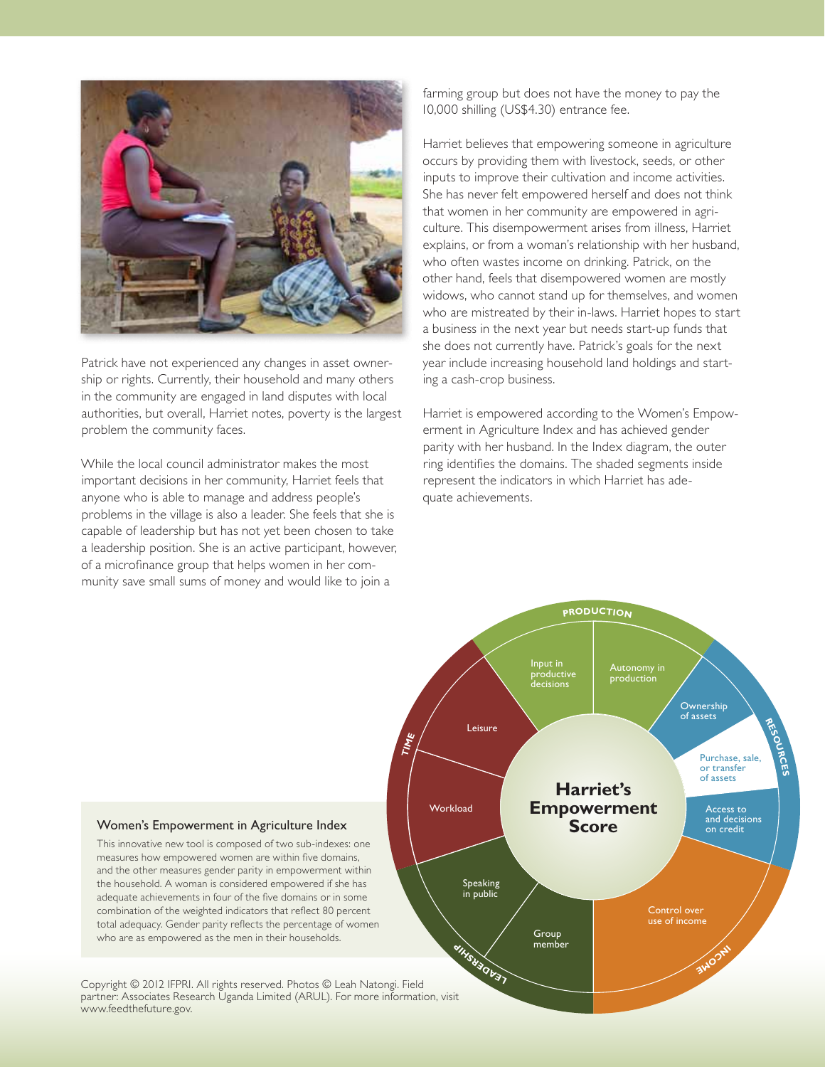Patrick have not experienced any changes in asset ownership or rights. Currently, their household and many others in the community are engaged in land disputes with local authorities, but overall, Harriet notes, poverty is the largest problem the community faces.

While the local council administrator makes the most important decisions in her community, Harriet feels that anyone who is able to manage and address people's problems in the village is also a leader. She feels that she is capable of leadership but has not yet been chosen to take a leadership position. She is an active participant, however, of a microfinance group that helps women in her community save small sums of money and would like to join a farming group but does not have the money to pay the 10,000 shilling (US$4.30) entrance fee.

Harriet believes that empowering someone in agriculture occurs by providing them with livestock, seeds, or other inputs to improve their cultivation and income activities. She has never felt empowered herself and does not think that women in her community are empowered in agriculture. This disempowerment arises from illness, Harriet explains, or from a woman's relationship with her husband, who often wastes income on drinking. Patrick, on the other hand, feels that disempowered women are mostly widows, who cannot stand up for themselves, and women who are mistreated by their in-laws. Harriet hopes to start a business in the next year but needs start-up funds that she does not currently have. Patrick's goals for the next year include increasing household land holdings and starting a cash-crop business.

Harriet is empowered according to the Women's Empowerment in Agriculture Index and has achieved gender parity with her husband. In the Index diagram, the outer ring identifies the domains. The shaded segments inside represent the indicators in which Harriet has adequate achievements.

### Women's Empowerment in Agriculture Index

This innovative new tool is composed of two sub-indexes: one measures how empowered women are within five domains, and the other measures gender parity in empowerment within the household. A woman is considered empowered if she has adequate achievements in four of the five domains or in some combination of the weighted indicators that reflect 80 percent total adequacy. Gender parity reflects the percentage of women who are as empowered as the men in their households.

PRODUCTION
Input in productive decisions
Autonomy in production
RESOURCES
Ownership of assets
Purchase, sale, or transfer of assets
Access to and decisions on credit
INCOME
Control over use of income
LEADERSHIP
Group member
Speaking in public
TIME
Workload
Leisure

**Harriet's Empowerment Score**

Copyright © 2012 IFPRI. All rights reserved. Photos © Leah Natongi. Field partner: Associates Research Uganda Limited (ARUL). For more information, visit www.feedthefuture.gov.